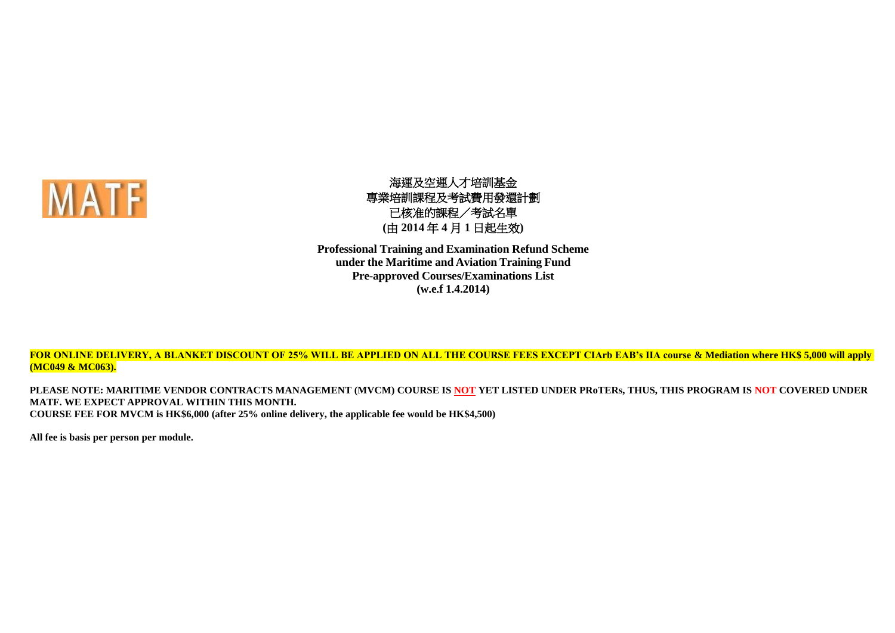MATF

# 海運及空運人才培訓基金
# 專業培訓課程及考試費用發還計劃
# 已核准的課程／考試名單
# (由 2014 年 4 月 1 日起生效)

## Professional Training and Examination Refund Scheme under the Maritime and Aviation Training Fund Pre-approved Courses/Examinations List (w.e.f 1.4.2014)

**FOR ONLINE DELIVERY, A BLANKET DISCOUNT OF 25% WILL BE APPLIED ON ALL THE COURSE FEES EXCEPT CIArb EAB's IIA course & Mediation where HK$ 5,000 will apply (MC049 & MC063).**

**PLEASE NOTE: MARITIME VENDOR CONTRACTS MANAGEMENT (MVCM) COURSE IS NOT YET LISTED UNDER PRoTERs, THUS, THIS PROGRAM IS NOT COVERED UNDER MATF. WE EXPECT APPROVAL WITHIN THIS MONTH.**
**COURSE FEE FOR MVCM is HK$6,000 (after 25% online delivery, the applicable fee would be HK$4,500)**

**All fee is basis per person per module.**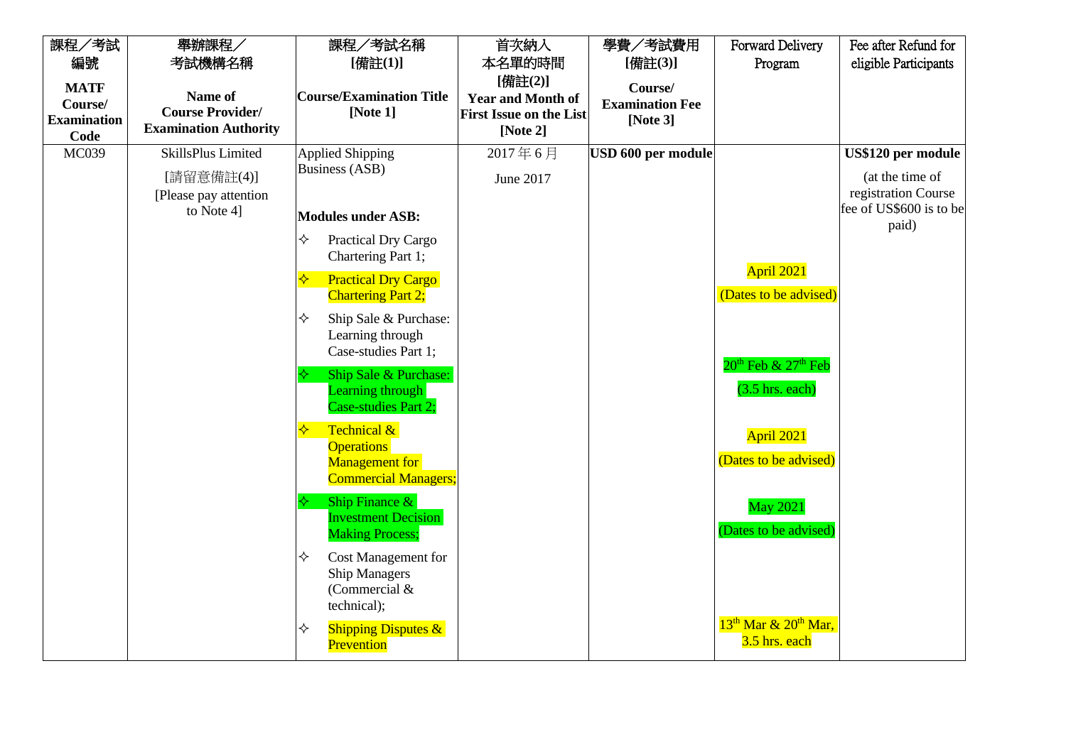| 課程／考試編號<br>**MATF Course/ Examination Code** | 舉辦課程／考試機構名稱<br>**Name of Course Provider/ Examination Authority** | 課程／考試名稱 [備註(1)]<br>**Course/Examination Title [Note 1]** | 首次納入本名單的時間 [備註(2)]<br>**Year and Month of First Issue on the List [Note 2]** | 學費／考試費用 [備註(3)]<br>**Course/ Examination Fee [Note 3]** | Forward Delivery Program | Fee after Refund for eligible Participants |
|---|---|---|---|---|---|---|
| MC039 | SkillsPlus Limited<br>[請留意備註(4)]<br>[Please pay attention to Note 4] | Applied Shipping Business (ASB)<br><br>**Modules under ASB:**<br>✧ Practical Dry Cargo Chartering Part 1;<br>✧ Practical Dry Cargo Chartering Part 2;<br>✧ Ship Sale & Purchase: Learning through Case-studies Part 1;<br>✧ Ship Sale & Purchase: Learning through Case-studies Part 2;<br>✧ Technical & Operations Management for Commercial Managers;<br>✧ Ship Finance & Investment Decision Making Process;<br>✧ Cost Management for Ship Managers (Commercial & technical);<br>✧ Shipping Disputes & Prevention | 2017 年 6 月<br>June 2017 | **USD 600 per module** | April 2021<br>(Dates to be advised)<br><br>20th Feb & 27th Feb<br>(3.5 hrs. each)<br><br>April 2021<br>(Dates to be advised)<br><br>May 2021<br>(Dates to be advised)<br><br>13th Mar & 20th Mar, 3.5 hrs. each | **US$120 per module**<br>(at the time of registration Course fee of US$600 is to be paid) |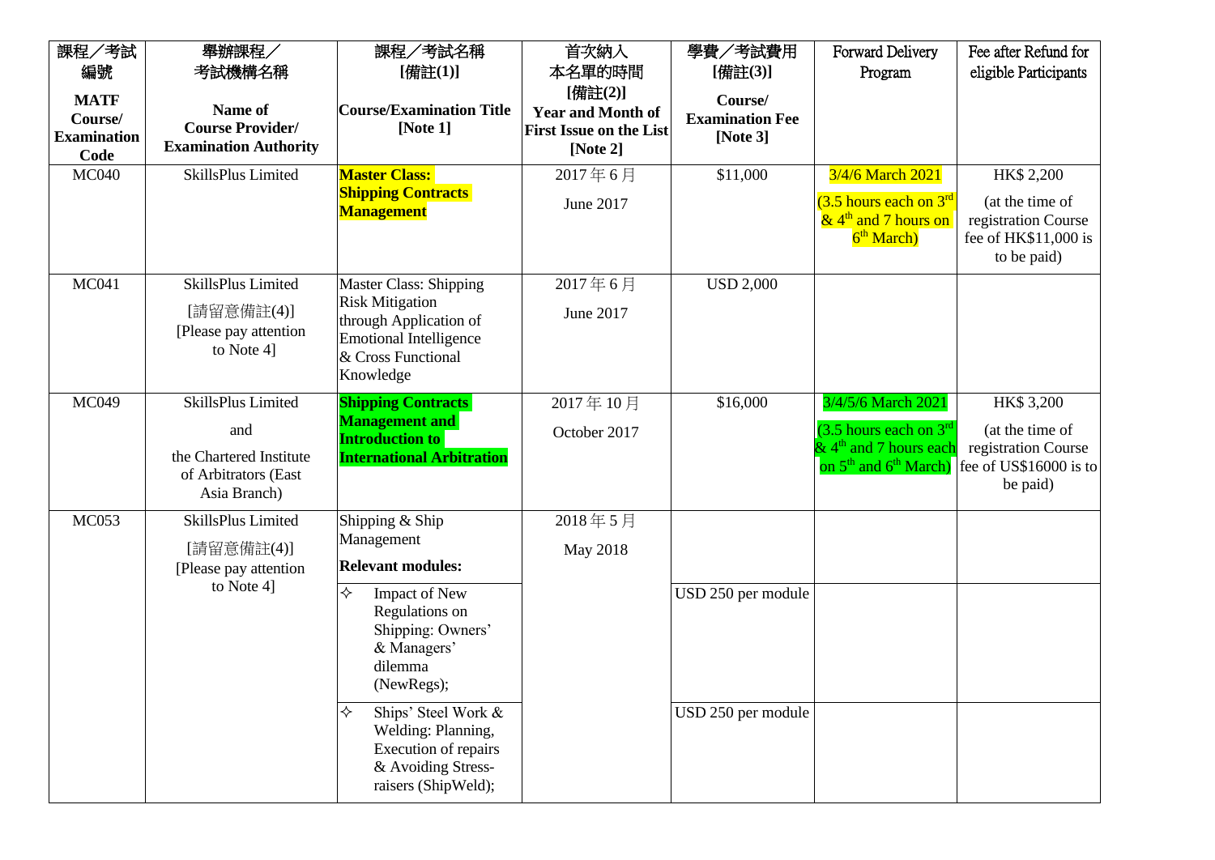| 課程／考試編號 **MATF Course/ Examination Code** | 舉辦課程／考試機構名稱 **Name of Course Provider/ Examination Authority** | 課程／考試名稱 **[備註(1)]** **Course/Examination Title [Note 1]** | 首次納入本名單的時間 **[備註(2)]** **Year and Month of First Issue on the List [Note 2]** | 學費／考試費用 **[備註(3)]** **Course/ Examination Fee [Note 3]** | Forward Delivery Program | Fee after Refund for eligible Participants |
|---|---|---|---|---|---|---|
| MC040 | SkillsPlus Limited | **Master Class: Shipping Contracts Management** | 2017 年 6 月 June 2017 | $11,000 | 3/4/6 March 2021 (3.5 hours each on 3rd & 4th and 7 hours on 6th March) | HK$ 2,200 (at the time of registration Course fee of HK$11,000 is to be paid) |
| MC041 | SkillsPlus Limited [請留意備註(4)] [Please pay attention to Note 4] | Master Class: Shipping Risk Mitigation through Application of Emotional Intelligence & Cross Functional Knowledge | 2017 年 6 月 June 2017 | USD 2,000 | | |
| MC049 | SkillsPlus Limited and the Chartered Institute of Arbitrators (East Asia Branch) | **Shipping Contracts Management and Introduction to International Arbitration** | 2017 年 10 月 October 2017 | $16,000 | 3/4/5/6 March 2021 (3.5 hours each on 3rd & 4th and 7 hours each on 5th and 6th March) | HK$ 3,200 (at the time of registration Course fee of US$16000 is to be paid) |
| MC053 | SkillsPlus Limited [請留意備註(4)] [Please pay attention to Note 4] | Shipping & Ship Management **Relevant modules:** | 2018 年 5 月 May 2018 | | | |
| | | ✧ Impact of New Regulations on Shipping: Owners' & Managers' dilemma (NewRegs); | | USD 250 per module | | |
| | | ✧ Ships' Steel Work & Welding: Planning, Execution of repairs & Avoiding Stress-raisers (ShipWeld); | | USD 250 per module | | |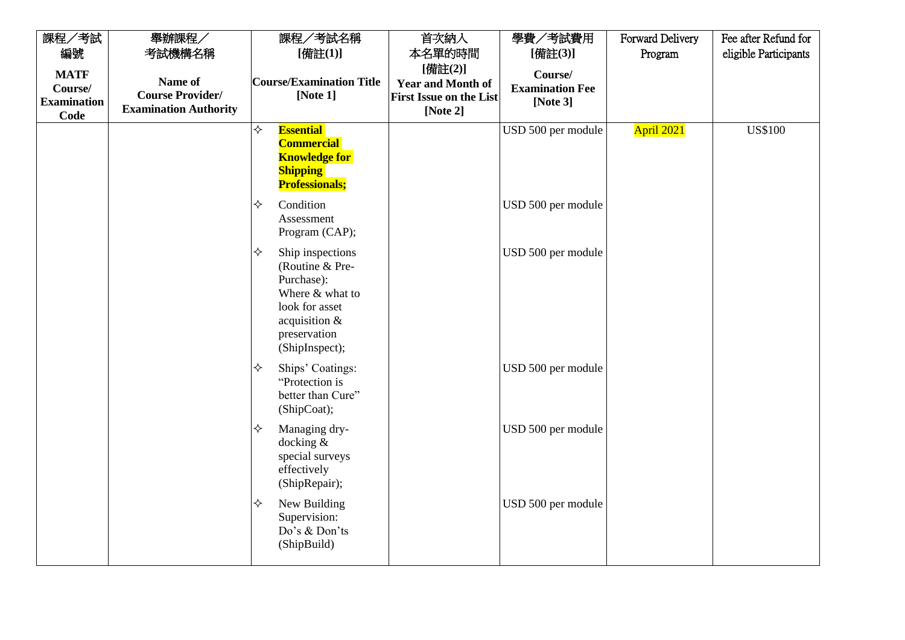| 課程／考試編號<br>MATF Course/ Examination Code | 舉辦課程／考試機構名稱<br>Name of Course Provider/ Examination Authority | 課程／考試名稱 [備註(1)]<br>Course/Examination Title [Note 1] | 首次納入本名單的時間 [備註(2)]<br>Year and Month of First Issue on the List [Note 2] | 學費／考試費用 [備註(3)]<br>Course/ Examination Fee [Note 3] | Forward Delivery Program | Fee after Refund for eligible Participants |
|---|---|---|---|---|---|---|
| | | ✧ **Essential Commercial Knowledge for Shipping Professionals;** | | USD 500 per module | April 2021 | US$100 |
| | | ✧ Condition Assessment Program (CAP); | | USD 500 per module | | |
| | | ✧ Ship inspections (Routine & Pre-Purchase): Where & what to look for asset acquisition & preservation (ShipInspect); | | USD 500 per module | | |
| | | ✧ Ships' Coatings: "Protection is better than Cure" (ShipCoat); | | USD 500 per module | | |
| | | ✧ Managing dry-docking & special surveys effectively (ShipRepair); | | USD 500 per module | | |
| | | ✧ New Building Supervision: Do's & Don'ts (ShipBuild) | | USD 500 per module | | |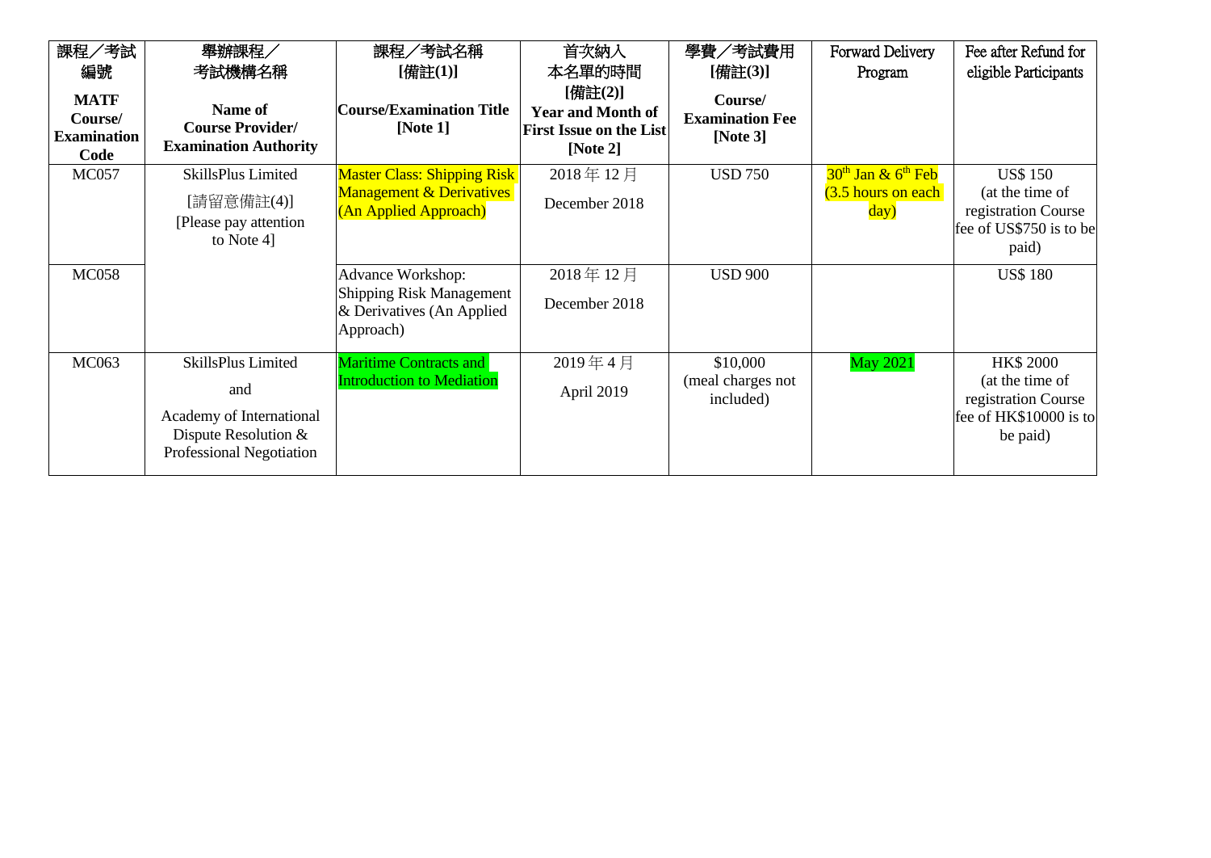| 課程／考試編號<br>**MATF Course/ Examination Code** | 舉辦課程／考試機構名稱<br>**Name of Course Provider/ Examination Authority** | 課程／考試名稱<br>**[備註(1)]**<br>**Course/Examination Title [Note 1]** | 首次納入本名單的時間<br>**[備註(2)]**<br>**Year and Month of First Issue on the List [Note 2]** | 學費／考試費用<br>**[備註(3)]**<br>**Course/ Examination Fee [Note 3]** | Forward Delivery Program | Fee after Refund for eligible Participants |
|---|---|---|---|---|---|---|
| MC057 | SkillsPlus Limited<br>[請留意備註(4)]<br>[Please pay attention to Note 4] | Master Class: Shipping Risk Management & Derivatives (An Applied Approach) | 2018 年 12 月<br>December 2018 | USD 750 | 30th Jan & 6th Feb (3.5 hours on each day) | US$ 150<br>(at the time of registration Course fee of US$750 is to be paid) |
| MC058 | | Advance Workshop: Shipping Risk Management & Derivatives (An Applied Approach) | 2018 年 12 月<br>December 2018 | USD 900 | | US$ 180 |
| MC063 | SkillsPlus Limited<br>and<br>Academy of International Dispute Resolution & Professional Negotiation | Maritime Contracts and Introduction to Mediation | 2019 年 4 月<br>April 2019 | $10,000<br>(meal charges not included) | May 2021 | HK$ 2000<br>(at the time of registration Course fee of HK$10000 is to be paid) |